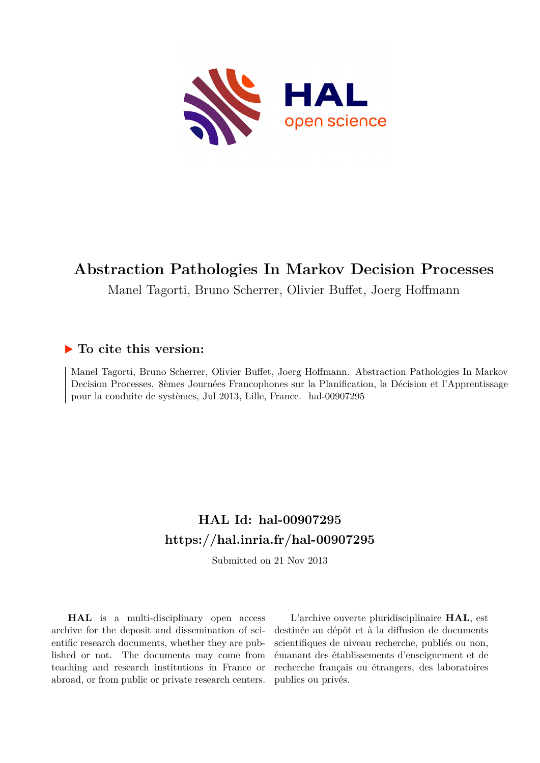# Abstraction Pathologies In Markov Decision Processes

Manel Tagorti, Bruno Scherrer, Olivier Buffet, Joerg Hoffmann

## ▶ To cite this version:

Manel Tagorti, Bruno Scherrer, Olivier Buffet, Joerg Hoffmann. Abstraction Pathologies In Markov Decision Processes. 8èmes Journées Francophones sur la Planification, la Décision et l'Apprentissage pour la conduite de systèmes, Jul 2013, Lille, France. hal-00907295

## HAL Id: hal-00907295
## https://hal.inria.fr/hal-00907295

Submitted on 21 Nov 2013

**HAL** is a multi-disciplinary open access archive for the deposit and dissemination of scientific research documents, whether they are published or not. The documents may come from teaching and research institutions in France or abroad, or from public or private research centers.

L'archive ouverte pluridisciplinaire **HAL**, est destinée au dépôt et à la diffusion de documents scientifiques de niveau recherche, publiés ou non, émanant des établissements d'enseignement et de recherche français ou étrangers, des laboratoires publics ou privés.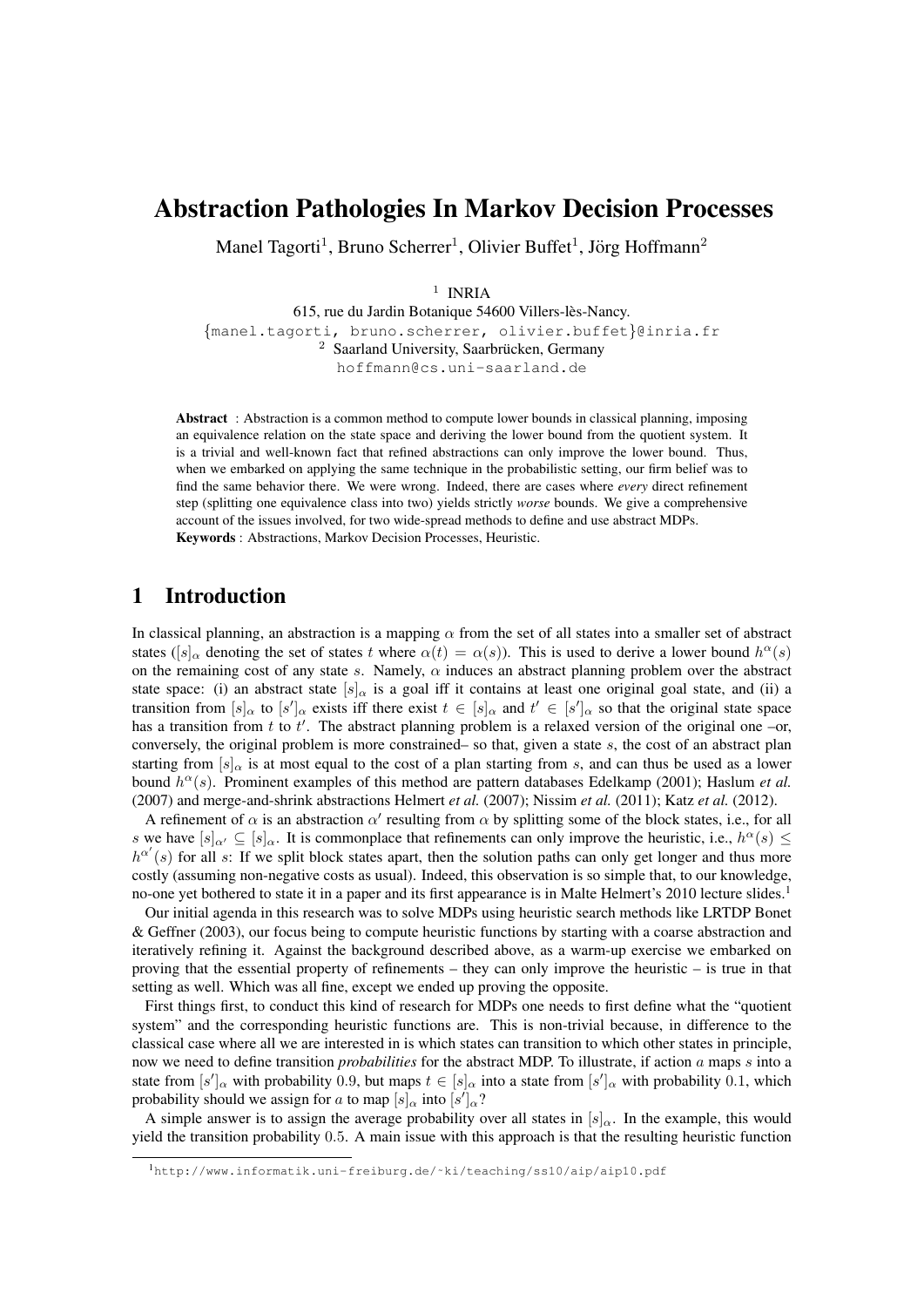# Abstraction Pathologies In Markov Decision Processes

Manel Tagorti[1], Bruno Scherrer[1], Olivier Buffet[1], Jörg Hoffmann[2]

[1] INRIA
615, rue du Jardin Botanique 54600 Villers-lès-Nancy.
{manel.tagorti, bruno.scherrer, olivier.buffet}@inria.fr
[2] Saarland University, Saarbrücken, Germany
hoffmann@cs.uni-saarland.de

**Abstract** : Abstraction is a common method to compute lower bounds in classical planning, imposing an equivalence relation on the state space and deriving the lower bound from the quotient system. It is a trivial and well-known fact that refined abstractions can only improve the lower bound. Thus, when we embarked on applying the same technique in the probabilistic setting, our firm belief was to find the same behavior there. We were wrong. Indeed, there are cases where *every* direct refinement step (splitting one equivalence class into two) yields strictly *worse* bounds. We give a comprehensive account of the issues involved, for two wide-spread methods to define and use abstract MDPs.
**Keywords** : Abstractions, Markov Decision Processes, Heuristic.

## 1 Introduction

In classical planning, an abstraction is a mapping $\alpha$ from the set of all states into a smaller set of abstract states ($[s]_\alpha$ denoting the set of states $t$ where $\alpha(t) = \alpha(s)$). This is used to derive a lower bound $h^\alpha(s)$ on the remaining cost of any state $s$. Namely, $\alpha$ induces an abstract planning problem over the abstract state space: (i) an abstract state $[s]_\alpha$ is a goal iff it contains at least one original goal state, and (ii) a transition from $[s]_\alpha$ to $[s']_\alpha$ exists iff there exist $t \in [s]_\alpha$ and $t' \in [s']_\alpha$ so that the original state space has a transition from $t$ to $t'$. The abstract planning problem is a relaxed version of the original one –or, conversely, the original problem is more constrained– so that, given a state $s$, the cost of an abstract plan starting from $[s]_\alpha$ is at most equal to the cost of a plan starting from $s$, and can thus be used as a lower bound $h^\alpha(s)$. Prominent examples of this method are pattern databases Edelkamp (2001); Haslum *et al.* (2007) and merge-and-shrink abstractions Helmert *et al.* (2007); Nissim *et al.* (2011); Katz *et al.* (2012).

A refinement of $\alpha$ is an abstraction $\alpha'$ resulting from $\alpha$ by splitting some of the block states, i.e., for all $s$ we have $[s]_{\alpha'} \subseteq [s]_\alpha$. It is commonplace that refinements can only improve the heuristic, i.e., $h^\alpha(s) \leq h^{\alpha'}(s)$ for all $s$: If we split block states apart, then the solution paths can only get longer and thus more costly (assuming non-negative costs as usual). Indeed, this observation is so simple that, to our knowledge, no-one yet bothered to state it in a paper and its first appearance is in Malte Helmert's 2010 lecture slides.[1]

Our initial agenda in this research was to solve MDPs using heuristic search methods like LRTDP Bonet & Geffner (2003), our focus being to compute heuristic functions by starting with a coarse abstraction and iteratively refining it. Against the background described above, as a warm-up exercise we embarked on proving that the essential property of refinements – they can only improve the heuristic – is true in that setting as well. Which was all fine, except we ended up proving the opposite.

First things first, to conduct this kind of research for MDPs one needs to first define what the "quotient system" and the corresponding heuristic functions are. This is non-trivial because, in difference to the classical case where all we are interested in is which states can transition to which other states in principle, now we need to define transition *probabilities* for the abstract MDP. To illustrate, if action $a$ maps $s$ into a state from $[s']_\alpha$ with probability 0.9, but maps $t \in [s]_\alpha$ into a state from $[s']_\alpha$ with probability 0.1, which probability should we assign for $a$ to map $[s]_\alpha$ into $[s']_\alpha$?

A simple answer is to assign the average probability over all states in $[s]_\alpha$. In the example, this would yield the transition probability 0.5. A main issue with this approach is that the resulting heuristic function

[1] http://www.informatik.uni-freiburg.de/~ki/teaching/ss10/aip/aip10.pdf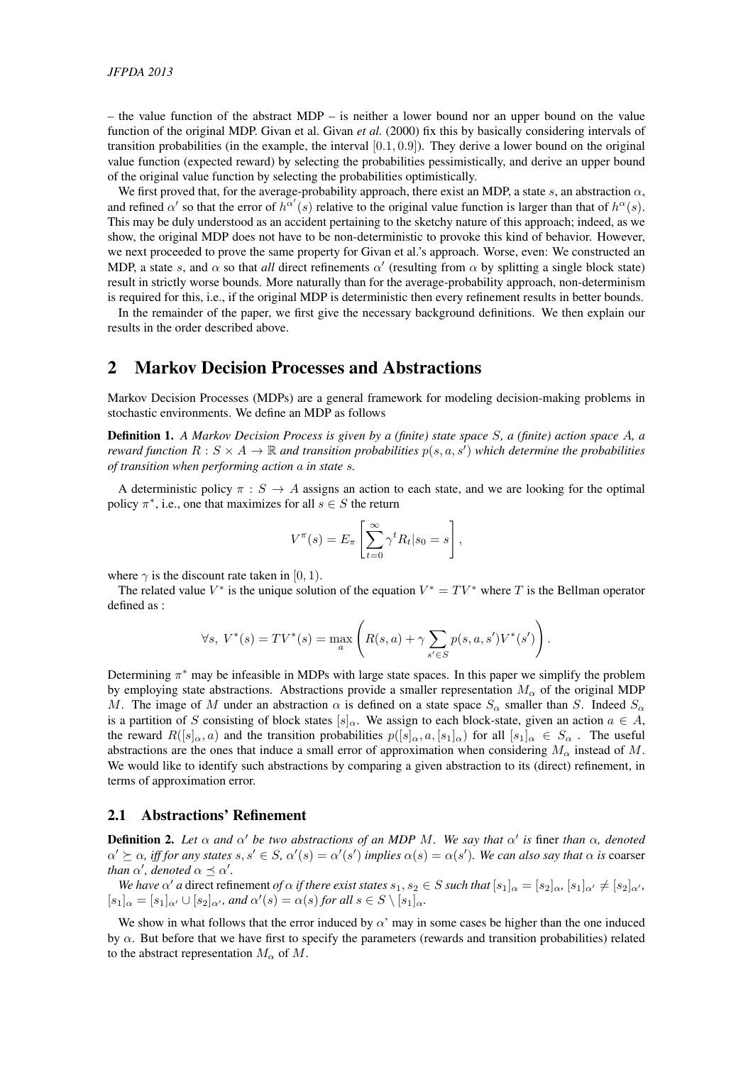– the value function of the abstract MDP – is neither a lower bound nor an upper bound on the value function of the original MDP. Givan et al. Givan *et al.* (2000) fix this by basically considering intervals of transition probabilities (in the example, the interval $[0.1, 0.9]$). They derive a lower bound on the original value function (expected reward) by selecting the probabilities pessimistically, and derive an upper bound of the original value function by selecting the probabilities optimistically.

We first proved that, for the average-probability approach, there exist an MDP, a state $s$, an abstraction $\alpha$, and refined $\alpha'$ so that the error of $h^{\alpha'}(s)$ relative to the original value function is larger than that of $h^{\alpha}(s)$. This may be duly understood as an accident pertaining to the sketchy nature of this approach; indeed, as we show, the original MDP does not have to be non-deterministic to provoke this kind of behavior. However, we next proceeded to prove the same property for Givan et al.'s approach. Worse, even: We constructed an MDP, a state $s$, and $\alpha$ so that *all* direct refinements $\alpha'$ (resulting from $\alpha$ by splitting a single block state) result in strictly worse bounds. More naturally than for the average-probability approach, non-determinism is required for this, i.e., if the original MDP is deterministic then every refinement results in better bounds.

In the remainder of the paper, we first give the necessary background definitions. We then explain our results in the order described above.

## 2 Markov Decision Processes and Abstractions

Markov Decision Processes (MDPs) are a general framework for modeling decision-making problems in stochastic environments. We define an MDP as follows

**Definition 1.** *A Markov Decision Process is given by a (finite) state space $S$, a (finite) action space $A$, a reward function $R : S \times A \to \mathbb{R}$ and transition probabilities $p(s, a, s')$ which determine the probabilities of transition when performing action $a$ in state $s$.*

A deterministic policy $\pi : S \to A$ assigns an action to each state, and we are looking for the optimal policy $\pi^*$, i.e., one that maximizes for all $s \in S$ the return

$$V^{\pi}(s) = E_{\pi}\left[\sum_{t=0}^{\infty} \gamma^t R_t | s_0 = s\right],$$

where $\gamma$ is the discount rate taken in $[0, 1)$.

The related value $V^*$ is the unique solution of the equation $V^* = TV^*$ where $T$ is the Bellman operator defined as :

$$\forall s,\ V^*(s) = TV^*(s) = \max_a \left(R(s,a) + \gamma \sum_{s' \in S} p(s, a, s') V^*(s')\right).$$

Determining $\pi^*$ may be infeasible in MDPs with large state spaces. In this paper we simplify the problem by employing state abstractions. Abstractions provide a smaller representation $M_\alpha$ of the original MDP $M$. The image of $M$ under an abstraction $\alpha$ is defined on a state space $S_\alpha$ smaller than $S$. Indeed $S_\alpha$ is a partition of $S$ consisting of block states $[s]_\alpha$. We assign to each block-state, given an action $a \in A$, the reward $R([s]_\alpha, a)$ and the transition probabilities $p([s]_\alpha, a, [s_1]_\alpha)$ for all $[s_1]_\alpha \in S_\alpha$ . The useful abstractions are the ones that induce a small error of approximation when considering $M_\alpha$ instead of $M$. We would like to identify such abstractions by comparing a given abstraction to its (direct) refinement, in terms of approximation error.

### 2.1 Abstractions' Refinement

**Definition 2.** *Let $\alpha$ and $\alpha'$ be two abstractions of an MDP $M$. We say that $\alpha'$ is* finer *than $\alpha$, denoted $\alpha' \succeq \alpha$, iff for any states $s, s' \in S$, $\alpha'(s) = \alpha'(s')$ implies $\alpha(s) = \alpha(s')$. We can also say that $\alpha$ is* coarser *than $\alpha'$, denoted $\alpha \preceq \alpha'$.*

*We have $\alpha'$ a* direct refinement *of $\alpha$ if there exist states $s_1, s_2 \in S$ such that $[s_1]_\alpha = [s_2]_\alpha$, $[s_1]_{\alpha'} \neq [s_2]_{\alpha'}$, $[s_1]_\alpha = [s_1]_{\alpha'} \cup [s_2]_{\alpha'}$, and $\alpha'(s) = \alpha(s)$ for all $s \in S \setminus [s_1]_\alpha$.*

We show in what follows that the error induced by $\alpha$' may in some cases be higher than the one induced by $\alpha$. But before that we have first to specify the parameters (rewards and transition probabilities) related to the abstract representation $M_\alpha$ of $M$.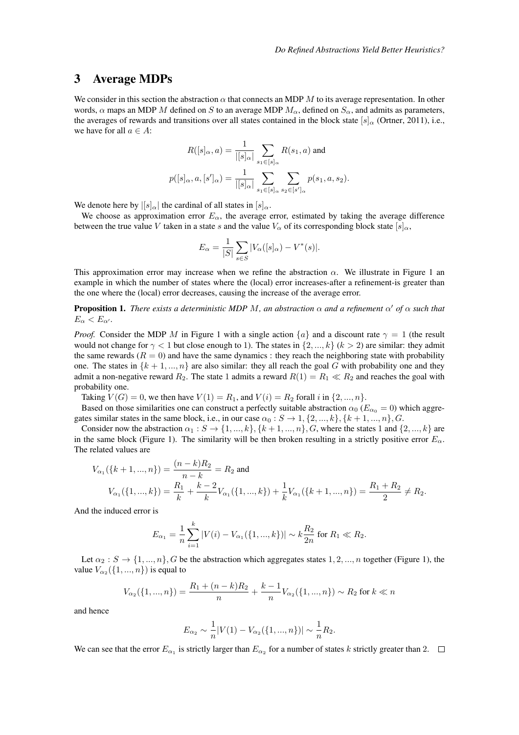## 3 Average MDPs

We consider in this section the abstraction $\alpha$ that connects an MDP $M$ to its average representation. In other words, $\alpha$ maps an MDP $M$ defined on $S$ to an average MDP $M_\alpha$, defined on $S_\alpha$, and admits as parameters, the averages of rewards and transitions over all states contained in the block state $[s]_\alpha$ (Ortner, 2011), i.e., we have for all $a \in A$:

$$R([s]_\alpha, a) = \frac{1}{|[s]_\alpha|} \sum_{s_1 \in [s]_\alpha} R(s_1, a) \text{ and}$$

$$p([s]_\alpha, a, [s']_\alpha) = \frac{1}{|[s]_\alpha|} \sum_{s_1 \in [s]_\alpha} \sum_{s_2 \in [s']_\alpha} p(s_1, a, s_2).$$

We denote here by $|[s]_\alpha|$ the cardinal of all states in $[s]_\alpha$.

We choose as approximation error $E_\alpha$, the average error, estimated by taking the average difference between the true value $V$ taken in a state $s$ and the value $V_\alpha$ of its corresponding block state $[s]_\alpha$,

$$E_\alpha = \frac{1}{|S|} \sum_{s \in S} |V_\alpha([s]_\alpha) - V^*(s)|.$$

This approximation error may increase when we refine the abstraction $\alpha$. We illustrate in Figure 1 an example in which the number of states where the (local) error increases-after a refinement-is greater than the one where the (local) error decreases, causing the increase of the average error.

**Proposition 1.** *There exists a deterministic MDP $M$, an abstraction $\alpha$ and a refinement $\alpha'$ of $\alpha$ such that $E_\alpha < E_{\alpha'}$.*

*Proof.* Consider the MDP $M$ in Figure 1 with a single action $\{a\}$ and a discount rate $\gamma = 1$ (the result would not change for $\gamma < 1$ but close enough to 1). The states in $\{2, ..., k\}$ $(k > 2)$ are similar: they admit the same rewards $(R = 0)$ and have the same dynamics : they reach the neighboring state with probability one. The states in $\{k+1, ..., n\}$ are also similar: they all reach the goal $G$ with probability one and they admit a non-negative reward $R_2$. The state 1 admits a reward $R(1) = R_1 \ll R_2$ and reaches the goal with probability one.

Taking $V(G) = 0$, we then have $V(1) = R_1$, and $V(i) = R_2$ forall $i$ in $\{2, ..., n\}$.

Based on those similarities one can construct a perfectly suitable abstraction $\alpha_0$ $(E_{\alpha_0} = 0)$ which aggregates similar states in the same block, i.e., in our case $\alpha_0 : S \to 1, \{2, ..., k\}, \{k+1, ..., n\}, G$.

Consider now the abstraction $\alpha_1 : S \to \{1, ..., k\}, \{k+1, ..., n\}, G$, where the states 1 and $\{2, ..., k\}$ are in the same block (Figure 1). The similarity will be then broken resulting in a strictly positive error $E_\alpha$. The related values are

$$V_{\alpha_1}(\{k+1, ..., n\}) = \frac{(n-k)R_2}{n-k} = R_2 \text{ and}$$

$$V_{\alpha_1}(\{1, ..., k\}) = \frac{R_1}{k} + \frac{k-2}{k} V_{\alpha_1}(\{1, ..., k\}) + \frac{1}{k} V_{\alpha_1}(\{k+1, ..., n\}) = \frac{R_1 + R_2}{2} \neq R_2.$$

And the induced error is

$$E_{\alpha_1} = \frac{1}{n} \sum_{i=1}^{k} |V(i) - V_{\alpha_1}(\{1, ..., k\})| \sim k \frac{R_2}{2n} \text{ for } R_1 \ll R_2.$$

Let $\alpha_2 : S \to \{1, ..., n\}, G$ be the abstraction which aggregates states $1, 2, ..., n$ together (Figure 1), the value $V_{\alpha_2}(\{1, ..., n\})$ is equal to

$$V_{\alpha_2}(\{1, ..., n\}) = \frac{R_1 + (n-k)R_2}{n} + \frac{k-1}{n} V_{\alpha_2}(\{1, ..., n\}) \sim R_2 \text{ for } k \ll n$$

and hence

$$E_{\alpha_2} \sim \frac{1}{n} |V(1) - V_{\alpha_2}(\{1, ..., n\})| \sim \frac{1}{n} R_2.$$

We can see that the error $E_{\alpha_1}$ is strictly larger than $E_{\alpha_2}$ for a number of states $k$ strictly greater than 2. $\square$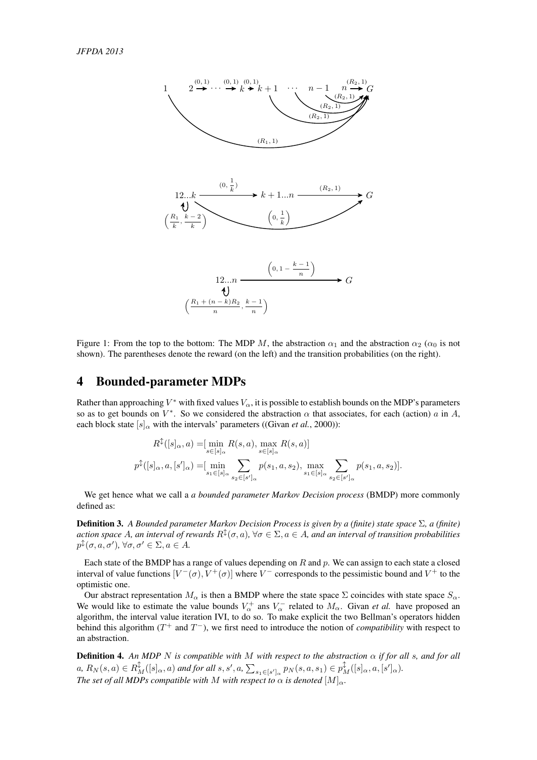Figure 1: From the top to the bottom: The MDP $M$, the abstraction $\alpha_1$ and the abstraction $\alpha_2$ ($\alpha_0$ is not shown). The parentheses denote the reward (on the left) and the transition probabilities (on the right).

# 4 Bounded-parameter MDPs

Rather than approaching $V^*$ with fixed values $V_\alpha$, it is possible to establish bounds on the MDP's parameters so as to get bounds on $V^*$. So we considered the abstraction $\alpha$ that associates, for each (action) $a$ in $A$, each block state $[s]_\alpha$ with the intervals' parameters ((Givan *et al.*, 2000)):

$$R^{\updownarrow}([s]_\alpha, a) = [\min_{s \in [s]_\alpha} R(s,a), \max_{s \in [s]_\alpha} R(s,a)]$$

$$p^{\updownarrow}([s]_\alpha, a, [s']_\alpha) = [\min_{s_1 \in [s]_\alpha} \sum_{s_2 \in [s']_\alpha} p(s_1, a, s_2), \max_{s_1 \in [s]_\alpha} \sum_{s_2 \in [s']_\alpha} p(s_1, a, s_2)].$$

We get hence what we call a *a bounded parameter Markov Decision process* (BMDP) more commonly defined as:

**Definition 3.** *A Bounded parameter Markov Decision Process is given by a (finite) state space $\Sigma$, a (finite) action space $A$, an interval of rewards $R^{\updownarrow}(\sigma, a)$, $\forall \sigma \in \Sigma, a \in A$, and an interval of transition probabilities $p^{\updownarrow}(\sigma, a, \sigma')$, $\forall \sigma, \sigma' \in \Sigma, a \in A$.*

Each state of the BMDP has a range of values depending on $R$ and $p$. We can assign to each state a closed interval of value functions $[V^-(\sigma), V^+(\sigma)]$ where $V^-$ corresponds to the pessimistic bound and $V^+$ to the optimistic one.

Our abstract representation $M_\alpha$ is then a BMDP where the state space $\Sigma$ coincides with state space $S_\alpha$. We would like to estimate the value bounds $V_\alpha^+$ ans $V_\alpha^-$ related to $M_\alpha$. Givan *et al.* have proposed an algorithm, the interval value iteration IVI, to do so. To make explicit the two Bellman's operators hidden behind this algorithm ($T^+$ and $T^-$), we first need to introduce the notion of *compatibility* with respect to an abstraction.

**Definition 4.** *An MDP $N$ is compatible with $M$ with respect to the abstraction $\alpha$ if for all $s$, and for all $a$, $R_N(s,a) \in R_M^{\updownarrow}([s]_\alpha, a)$ and for all $s, s', a$, $\sum_{s_1 \in [s']_\alpha} p_N(s, a, s_1) \in p_M^{\updownarrow}([s]_\alpha, a, [s']_\alpha)$. The set of all MDPs compatible with $M$ with respect to $\alpha$ is denoted $[M]_\alpha$.*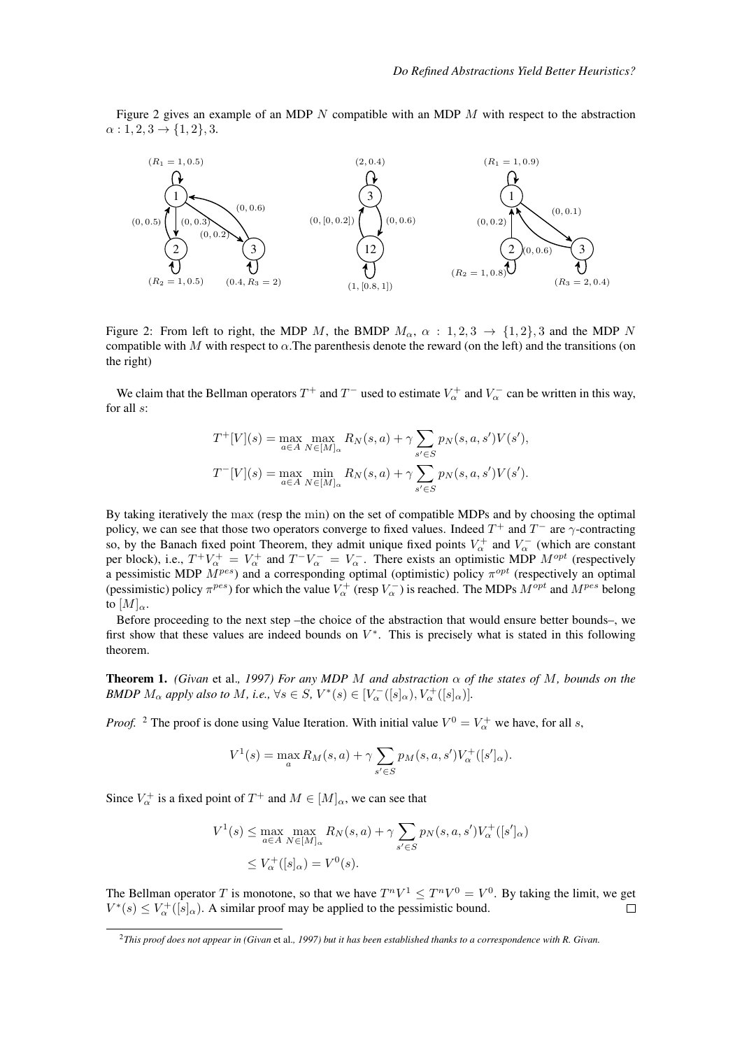Figure 2 gives an example of an MDP $N$ compatible with an MDP $M$ with respect to the abstraction $\alpha : 1, 2, 3 \rightarrow \{1, 2\}, 3$.

Figure 2: From left to right, the MDP $M$, the BMDP $M_\alpha$, $\alpha : 1, 2, 3 \rightarrow \{1, 2\}, 3$ and the MDP $N$ compatible with $M$ with respect to $\alpha$.The parenthesis denote the reward (on the left) and the transitions (on the right)

We claim that the Bellman operators $T^+$ and $T^-$ used to estimate $V_\alpha^+$ and $V_\alpha^-$ can be written in this way, for all $s$:

$$T^+[V](s) = \max_{a \in A} \max_{N \in [M]_\alpha} R_N(s, a) + \gamma \sum_{s' \in S} p_N(s, a, s')V(s'),$$

$$T^-[V](s) = \max_{a \in A} \min_{N \in [M]_\alpha} R_N(s, a) + \gamma \sum_{s' \in S} p_N(s, a, s')V(s').$$

By taking iteratively the max (resp the min) on the set of compatible MDPs and by choosing the optimal policy, we can see that those two operators converge to fixed values. Indeed $T^+$ and $T^-$ are $\gamma$-contracting so, by the Banach fixed point Theorem, they admit unique fixed points $V_\alpha^+$ and $V_\alpha^-$ (which are constant per block), i.e., $T^+V_\alpha^+ = V_\alpha^+$ and $T^-V_\alpha^- = V_\alpha^-$. There exists an optimistic MDP $M^{opt}$ (respectively a pessimistic MDP $M^{pes}$) and a corresponding optimal (optimistic) policy $\pi^{opt}$ (respectively an optimal (pessimistic) policy $\pi^{pes}$) for which the value $V_\alpha^+$ (resp $V_\alpha^-$) is reached. The MDPs $M^{opt}$ and $M^{pes}$ belong to $[M]_\alpha$.

Before proceeding to the next step –the choice of the abstraction that would ensure better bounds–, we first show that these values are indeed bounds on $V^*$. This is precisely what is stated in this following theorem.

**Theorem 1.** *(Givan et al., 1997) For any MDP $M$ and abstraction $\alpha$ of the states of $M$, bounds on the BMDP $M_\alpha$ apply also to $M$, i.e., $\forall s \in S$, $V^*(s) \in [V_\alpha^-([s]_\alpha), V_\alpha^+([s]_\alpha)]$.*

*Proof.* [2] The proof is done using Value Iteration. With initial value $V^0 = V_\alpha^+$ we have, for all $s$,

$$V^1(s) = \max_a R_M(s, a) + \gamma \sum_{s' \in S} p_M(s, a, s')V_\alpha^+([s']_\alpha).$$

Since $V_\alpha^+$ is a fixed point of $T^+$ and $M \in [M]_\alpha$, we can see that

$$\begin{aligned} V^1(s) &\leq \max_{a \in A} \max_{N \in [M]_\alpha} R_N(s, a) + \gamma \sum_{s' \in S} p_N(s, a, s')V_\alpha^+([s']_\alpha) \\ &\leq V_\alpha^+([s]_\alpha) = V^0(s). \end{aligned}$$

The Bellman operator $T$ is monotone, so that we have $T^nV^1 \leq T^nV^0 = V^0$. By taking the limit, we get $V^*(s) \leq V_\alpha^+([s]_\alpha)$. A similar proof may be applied to the pessimistic bound. $\square$

[2] *This proof does not appear in (Givan et al., 1997) but it has been established thanks to a correspondence with R. Givan.*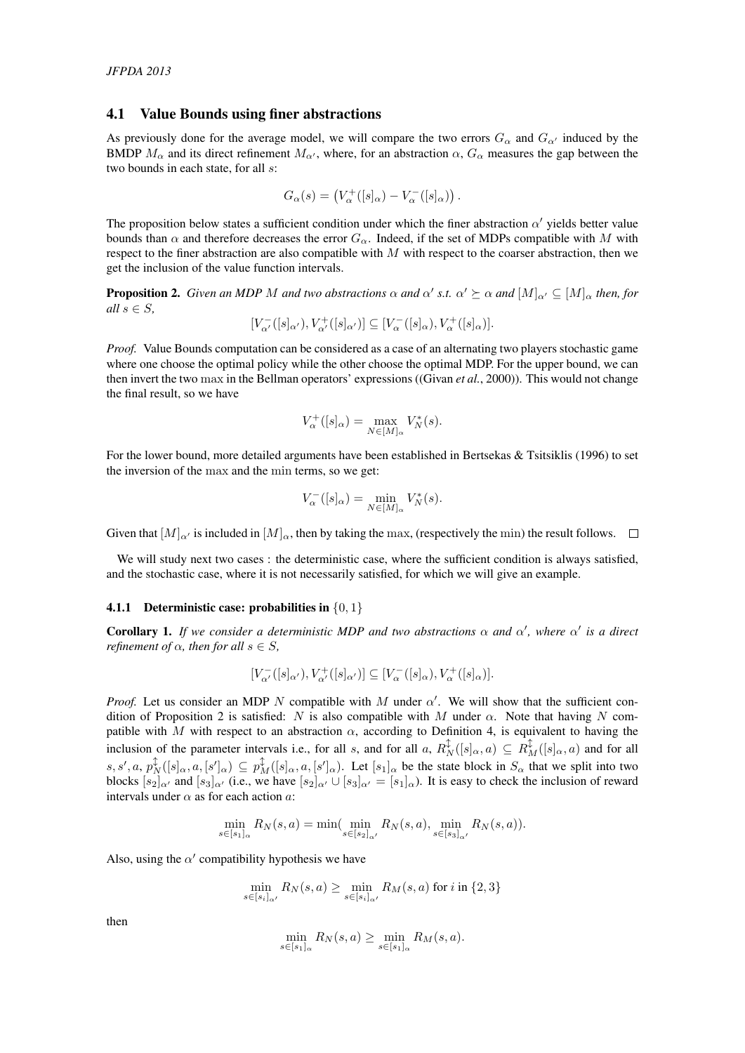### 4.1 Value Bounds using finer abstractions

As previously done for the average model, we will compare the two errors $G_\alpha$ and $G_{\alpha'}$ induced by the BMDP $M_\alpha$ and its direct refinement $M_{\alpha'}$, where, for an abstraction $\alpha$, $G_\alpha$ measures the gap between the two bounds in each state, for all $s$:

$$G_\alpha(s) = \left(V_\alpha^+([s]_\alpha) - V_\alpha^-([s]_\alpha)\right).$$

The proposition below states a sufficient condition under which the finer abstraction $\alpha'$ yields better value bounds than $\alpha$ and therefore decreases the error $G_\alpha$. Indeed, if the set of MDPs compatible with $M$ with respect to the finer abstraction are also compatible with $M$ with respect to the coarser abstraction, then we get the inclusion of the value function intervals.

**Proposition 2.** *Given an MDP $M$ and two abstractions $\alpha$ and $\alpha'$ s.t. $\alpha' \succeq \alpha$ and $[M]_{\alpha'} \subseteq [M]_\alpha$ then, for all $s \in S$,*

$$[V_{\alpha'}^-([s]_{\alpha'}), V_{\alpha'}^+([s]_{\alpha'})] \subseteq [V_\alpha^-([s]_\alpha), V_\alpha^+([s]_\alpha)].$$

*Proof.* Value Bounds computation can be considered as a case of an alternating two players stochastic game where one choose the optimal policy while the other choose the optimal MDP. For the upper bound, we can then invert the two max in the Bellman operators' expressions ((Givan *et al.*, 2000)). This would not change the final result, so we have

$$V_\alpha^+([s]_\alpha) = \max_{N \in [M]_\alpha} V_N^*(s).$$

For the lower bound, more detailed arguments have been established in Bertsekas & Tsitsiklis (1996) to set the inversion of the max and the min terms, so we get:

$$V_\alpha^-([s]_\alpha) = \min_{N \in [M]_\alpha} V_N^*(s).$$

Given that $[M]_{\alpha'}$ is included in $[M]_\alpha$, then by taking the max, (respectively the min) the result follows. □

We will study next two cases : the deterministic case, where the sufficient condition is always satisfied, and the stochastic case, where it is not necessarily satisfied, for which we will give an example.

#### 4.1.1 Deterministic case: probabilities in $\{0, 1\}$

**Corollary 1.** *If we consider a deterministic MDP and two abstractions $\alpha$ and $\alpha'$, where $\alpha'$ is a direct refinement of $\alpha$, then for all $s \in S$,*

$$[V_{\alpha'}^-([s]_{\alpha'}), V_{\alpha'}^+([s]_{\alpha'})] \subseteq [V_\alpha^-([s]_\alpha), V_\alpha^+([s]_\alpha)].$$

*Proof.* Let us consider an MDP $N$ compatible with $M$ under $\alpha'$. We will show that the sufficient condition of Proposition 2 is satisfied: $N$ is also compatible with $M$ under $\alpha$. Note that having $N$ compatible with $M$ with respect to an abstraction $\alpha$, according to Definition 4, is equivalent to having the inclusion of the parameter intervals i.e., for all $s$, and for all $a$, $R_N^\updownarrow([s]_\alpha, a) \subseteq R_M^\updownarrow([s]_\alpha, a)$ and for all $s, s', a$, $p_N^\updownarrow([s]_\alpha, a, [s']_\alpha) \subseteq p_M^\updownarrow([s]_\alpha, a, [s']_\alpha)$. Let $[s_1]_\alpha$ be the state block in $S_\alpha$ that we split into two blocks $[s_2]_{\alpha'}$ and $[s_3]_{\alpha'}$ (i.e., we have $[s_2]_{\alpha'} \cup [s_3]_{\alpha'} = [s_1]_\alpha$). It is easy to check the inclusion of reward intervals under $\alpha$ as for each action $a$:

$$\min_{s \in [s_1]_\alpha} R_N(s, a) = \min(\min_{s \in [s_2]_{\alpha'}} R_N(s, a), \min_{s \in [s_3]_{\alpha'}} R_N(s, a)).$$

Also, using the $\alpha'$ compatibility hypothesis we have

$$\min_{s \in [s_i]_{\alpha'}} R_N(s, a) \geq \min_{s \in [s_i]_{\alpha'}} R_M(s, a) \text{ for } i \text{ in } \{2, 3\}$$

then

$$\min_{s \in [s_1]_\alpha} R_N(s, a) \geq \min_{s \in [s_1]_\alpha} R_M(s, a).$$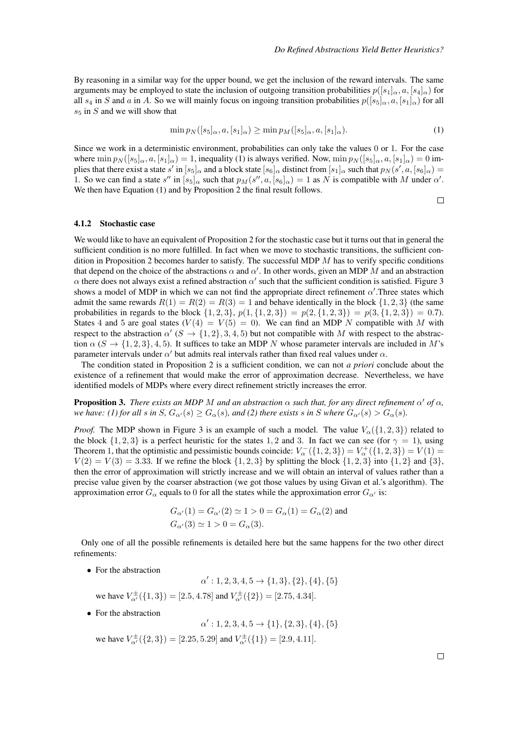By reasoning in a similar way for the upper bound, we get the inclusion of the reward intervals. The same arguments may be employed to state the inclusion of outgoing transition probabilities $p([s_1]_\alpha, a, [s_4]_\alpha)$ for all $s_4$ in $S$ and $a$ in $A$. So we will mainly focus on ingoing transition probabilities $p([s_5]_\alpha, a, [s_1]_\alpha)$ for all $s_5$ in $S$ and we will show that

$$\min p_N([s_5]_\alpha, a, [s_1]_\alpha) \geq \min p_M([s_5]_\alpha, a, [s_1]_\alpha). \tag{1}$$

Since we work in a deterministic environment, probabilities can only take the values 0 or 1. For the case where $\min p_N([s_5]_\alpha, a, [s_1]_\alpha) = 1$, inequality (1) is always verified. Now, $\min p_N([s_5]_\alpha, a, [s_1]_\alpha) = 0$ implies that there exist a state $s'$ in $[s_5]_\alpha$ and a block state $[s_6]_\alpha$ distinct from $[s_1]_\alpha$ such that $p_N(s', a, [s_6]_\alpha) = 1$. So we can find a state $s''$ in $[s_5]_\alpha$ such that $p_M(s'', a, [s_6]_\alpha) = 1$ as $N$ is compatible with $M$ under $\alpha'$. We then have Equation (1) and by Proposition 2 the final result follows.

□

#### 4.1.2 Stochastic case

We would like to have an equivalent of Proposition 2 for the stochastic case but it turns out that in general the sufficient condition is no more fulfilled. In fact when we move to stochastic transitions, the sufficient condition in Proposition 2 becomes harder to satisfy. The successful MDP $M$ has to verify specific conditions that depend on the choice of the abstractions $\alpha$ and $\alpha'$. In other words, given an MDP $M$ and an abstraction $\alpha$ there does not always exist a refined abstraction $\alpha'$ such that the sufficient condition is satisfied. Figure 3 shows a model of MDP in which we can not find the appropriate direct refinement $\alpha'$.Three states which admit the same rewards $R(1) = R(2) = R(3) = 1$ and behave identically in the block $\{1, 2, 3\}$ (the same probabilities in regards to the block $\{1, 2, 3\}$, $p(1, \{1, 2, 3\}) = p(2, \{1, 2, 3\}) = p(3, \{1, 2, 3\}) = 0.7$). States 4 and 5 are goal states ($V(4) = V(5) = 0$). We can find an MDP $N$ compatible with $M$ with respect to the abstraction $\alpha'$ ($S \to \{1, 2\}, 3, 4, 5$) but not compatible with $M$ with respect to the abstraction $\alpha$ ($S \to \{1, 2, 3\}, 4, 5$). It suffices to take an MDP $N$ whose parameter intervals are included in $M$'s parameter intervals under $\alpha'$ but admits real intervals rather than fixed real values under $\alpha$.

The condition stated in Proposition 2 is a sufficient condition, we can not *a priori* conclude about the existence of a refinement that would make the error of approximation decrease. Nevertheless, we have identified models of MDPs where every direct refinement strictly increases the error.

**Proposition 3.** *There exists an MDP $M$ and an abstraction $\alpha$ such that, for any direct refinement $\alpha'$ of $\alpha$, we have: (1) for all $s$ in $S$, $G_{\alpha'}(s) \geq G_\alpha(s)$, and (2) there exists $s$ in $S$ where $G_{\alpha'}(s) > G_\alpha(s)$.*

*Proof.* The MDP shown in Figure 3 is an example of such a model. The value $V_\alpha(\{1, 2, 3\})$ related to the block $\{1, 2, 3\}$ is a perfect heuristic for the states 1, 2 and 3. In fact we can see (for $\gamma = 1$), using Theorem 1, that the optimistic and pessimistic bounds coincide: $V^-_\alpha(\{1, 2, 3\}) = V^+_\alpha(\{1, 2, 3\}) = V(1) = V(2) = V(3) = 3.33$. If we refine the block $\{1, 2, 3\}$ by splitting the block $\{1, 2, 3\}$ into $\{1, 2\}$ and $\{3\}$, then the error of approximation will strictly increase and we will obtain an interval of values rather than a precise value given by the coarser abstraction (we got those values by using Givan et al.'s algorithm). The approximation error $G_\alpha$ equals to 0 for all the states while the approximation error $G_{\alpha'}$ is:

$$G_{\alpha'}(1) = G_{\alpha'}(2) \simeq 1 > 0 = G_\alpha(1) = G_\alpha(2) \text{ and}$$
$$G_{\alpha'}(3) \simeq 1 > 0 = G_\alpha(3).$$

Only one of all the possible refinements is detailed here but the same happens for the two other direct refinements:

- For the abstraction
$$\alpha' : 1, 2, 3, 4, 5 \to \{1, 3\}, \{2\}, \{4\}, \{5\}$$
we have $V^\pm_{\alpha'}(\{1, 3\}) = [2.5, 4.78]$ and $V^\pm_{\alpha'}(\{2\}) = [2.75, 4.34]$.

- For the abstraction
$$\alpha' : 1, 2, 3, 4, 5 \to \{1\}, \{2, 3\}, \{4\}, \{5\}$$
we have $V^\pm_{\alpha'}(\{2, 3\}) = [2.25, 5.29]$ and $V^\pm_{\alpha'}(\{1\}) = [2.9, 4.11]$.

□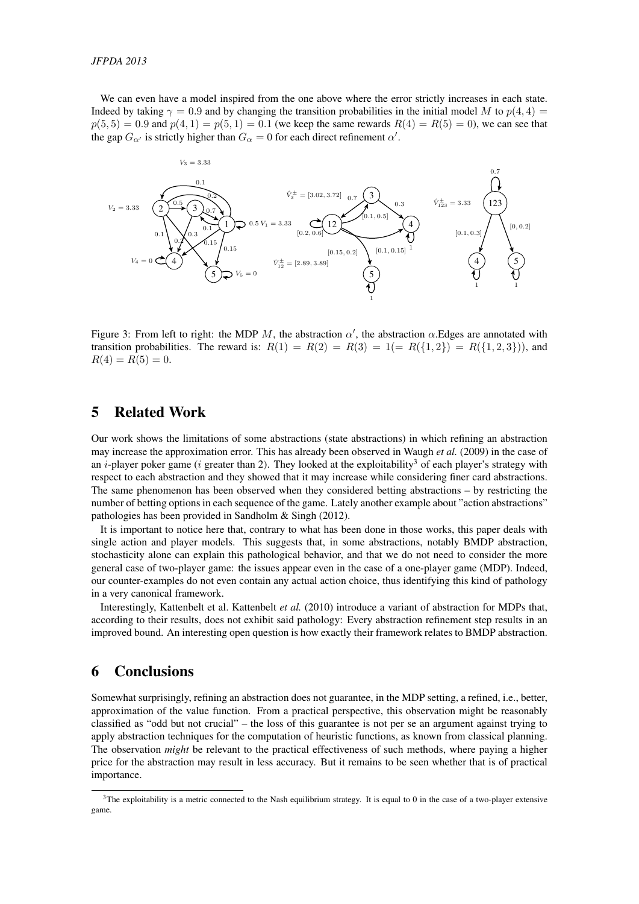We can even have a model inspired from the one above where the error strictly increases in each state. Indeed by taking $\gamma = 0.9$ and by changing the transition probabilities in the initial model $M$ to $p(4,4) = p(5,5) = 0.9$ and $p(4,1) = p(5,1) = 0.1$ (we keep the same rewards $R(4) = R(5) = 0$), we can see that the gap $G_{\alpha'}$ is strictly higher than $G_\alpha = 0$ for each direct refinement $\alpha'$.

Figure 3: From left to right: the MDP $M$, the abstraction $\alpha'$, the abstraction $\alpha$.Edges are annotated with transition probabilities. The reward is: $R(1) = R(2) = R(3) = 1 (= R(\{1,2\}) = R(\{1,2,3\}))$, and $R(4) = R(5) = 0$.

## 5 Related Work

Our work shows the limitations of some abstractions (state abstractions) in which refining an abstraction may increase the approximation error. This has already been observed in Waugh *et al.* (2009) in the case of an $i$-player poker game ($i$ greater than 2). They looked at the exploitability[3] of each player's strategy with respect to each abstraction and they showed that it may increase while considering finer card abstractions. The same phenomenon has been observed when they considered betting abstractions – by restricting the number of betting options in each sequence of the game. Lately another example about "action abstractions" pathologies has been provided in Sandholm & Singh (2012).

It is important to notice here that, contrary to what has been done in those works, this paper deals with single action and player models. This suggests that, in some abstractions, notably BMDP abstraction, stochasticity alone can explain this pathological behavior, and that we do not need to consider the more general case of two-player game: the issues appear even in the case of a one-player game (MDP). Indeed, our counter-examples do not even contain any actual action choice, thus identifying this kind of pathology in a very canonical framework.

Interestingly, Kattenbelt et al. Kattenbelt *et al.* (2010) introduce a variant of abstraction for MDPs that, according to their results, does not exhibit said pathology: Every abstraction refinement step results in an improved bound. An interesting open question is how exactly their framework relates to BMDP abstraction.

## 6 Conclusions

Somewhat surprisingly, refining an abstraction does not guarantee, in the MDP setting, a refined, i.e., better, approximation of the value function. From a practical perspective, this observation might be reasonably classified as "odd but not crucial" – the loss of this guarantee is not per se an argument against trying to apply abstraction techniques for the computation of heuristic functions, as known from classical planning. The observation *might* be relevant to the practical effectiveness of such methods, where paying a higher price for the abstraction may result in less accuracy. But it remains to be seen whether that is of practical importance.

[3]The exploitability is a metric connected to the Nash equilibrium strategy. It is equal to 0 in the case of a two-player extensive game.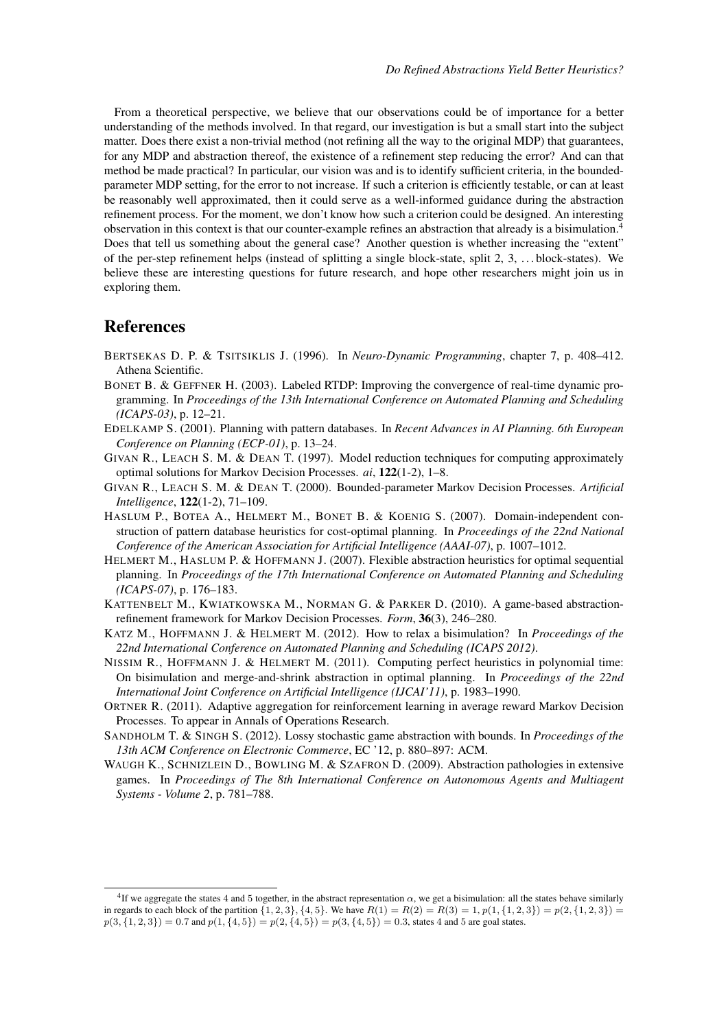From a theoretical perspective, we believe that our observations could be of importance for a better understanding of the methods involved. In that regard, our investigation is but a small start into the subject matter. Does there exist a non-trivial method (not refining all the way to the original MDP) that guarantees, for any MDP and abstraction thereof, the existence of a refinement step reducing the error? And can that method be made practical? In particular, our vision was and is to identify sufficient criteria, in the bounded-parameter MDP setting, for the error to not increase. If such a criterion is efficiently testable, or can at least be reasonably well approximated, then it could serve as a well-informed guidance during the abstraction refinement process. For the moment, we don't know how such a criterion could be designed. An interesting observation in this context is that our counter-example refines an abstraction that already is a bisimulation.[4] Does that tell us something about the general case? Another question is whether increasing the "extent" of the per-step refinement helps (instead of splitting a single block-state, split 2, 3, ... block-states). We believe these are interesting questions for future research, and hope other researchers might join us in exploring them.

## References

BERTSEKAS D. P. & TSITSIKLIS J. (1996). In *Neuro-Dynamic Programming*, chapter 7, p. 408–412. Athena Scientific.

BONET B. & GEFFNER H. (2003). Labeled RTDP: Improving the convergence of real-time dynamic programming. In *Proceedings of the 13th International Conference on Automated Planning and Scheduling (ICAPS-03)*, p. 12–21.

EDELKAMP S. (2001). Planning with pattern databases. In *Recent Advances in AI Planning. 6th European Conference on Planning (ECP-01)*, p. 13–24.

GIVAN R., LEACH S. M. & DEAN T. (1997). Model reduction techniques for computing approximately optimal solutions for Markov Decision Processes. *ai*, **122**(1-2), 1–8.

GIVAN R., LEACH S. M. & DEAN T. (2000). Bounded-parameter Markov Decision Processes. *Artificial Intelligence*, **122**(1-2), 71–109.

HASLUM P., BOTEA A., HELMERT M., BONET B. & KOENIG S. (2007). Domain-independent construction of pattern database heuristics for cost-optimal planning. In *Proceedings of the 22nd National Conference of the American Association for Artificial Intelligence (AAAI-07)*, p. 1007–1012.

HELMERT M., HASLUM P. & HOFFMANN J. (2007). Flexible abstraction heuristics for optimal sequential planning. In *Proceedings of the 17th International Conference on Automated Planning and Scheduling (ICAPS-07)*, p. 176–183.

KATTENBELT M., KWIATKOWSKA M., NORMAN G. & PARKER D. (2010). A game-based abstraction-refinement framework for Markov Decision Processes. *Form*, **36**(3), 246–280.

KATZ M., HOFFMANN J. & HELMERT M. (2012). How to relax a bisimulation? In *Proceedings of the 22nd International Conference on Automated Planning and Scheduling (ICAPS 2012)*.

NISSIM R., HOFFMANN J. & HELMERT M. (2011). Computing perfect heuristics in polynomial time: On bisimulation and merge-and-shrink abstraction in optimal planning. In *Proceedings of the 22nd International Joint Conference on Artificial Intelligence (IJCAI'11)*, p. 1983–1990.

ORTNER R. (2011). Adaptive aggregation for reinforcement learning in average reward Markov Decision Processes. To appear in Annals of Operations Research.

SANDHOLM T. & SINGH S. (2012). Lossy stochastic game abstraction with bounds. In *Proceedings of the 13th ACM Conference on Electronic Commerce*, EC '12, p. 880–897: ACM.

WAUGH K., SCHNIZLEIN D., BOWLING M. & SZAFRON D. (2009). Abstraction pathologies in extensive games. In *Proceedings of The 8th International Conference on Autonomous Agents and Multiagent Systems - Volume 2*, p. 781–788.

[4]If we aggregate the states 4 and 5 together, in the abstract representation $\alpha$, we get a bisimulation: all the states behave similarly in regards to each block of the partition $\{1,2,3\}, \{4,5\}$. We have $R(1) = R(2) = R(3) = 1$, $p(1,\{1,2,3\}) = p(2,\{1,2,3\}) = p(3,\{1,2,3\}) = 0.7$ and $p(1,\{4,5\}) = p(2,\{4,5\}) = p(3,\{4,5\}) = 0.3$, states 4 and 5 are goal states.